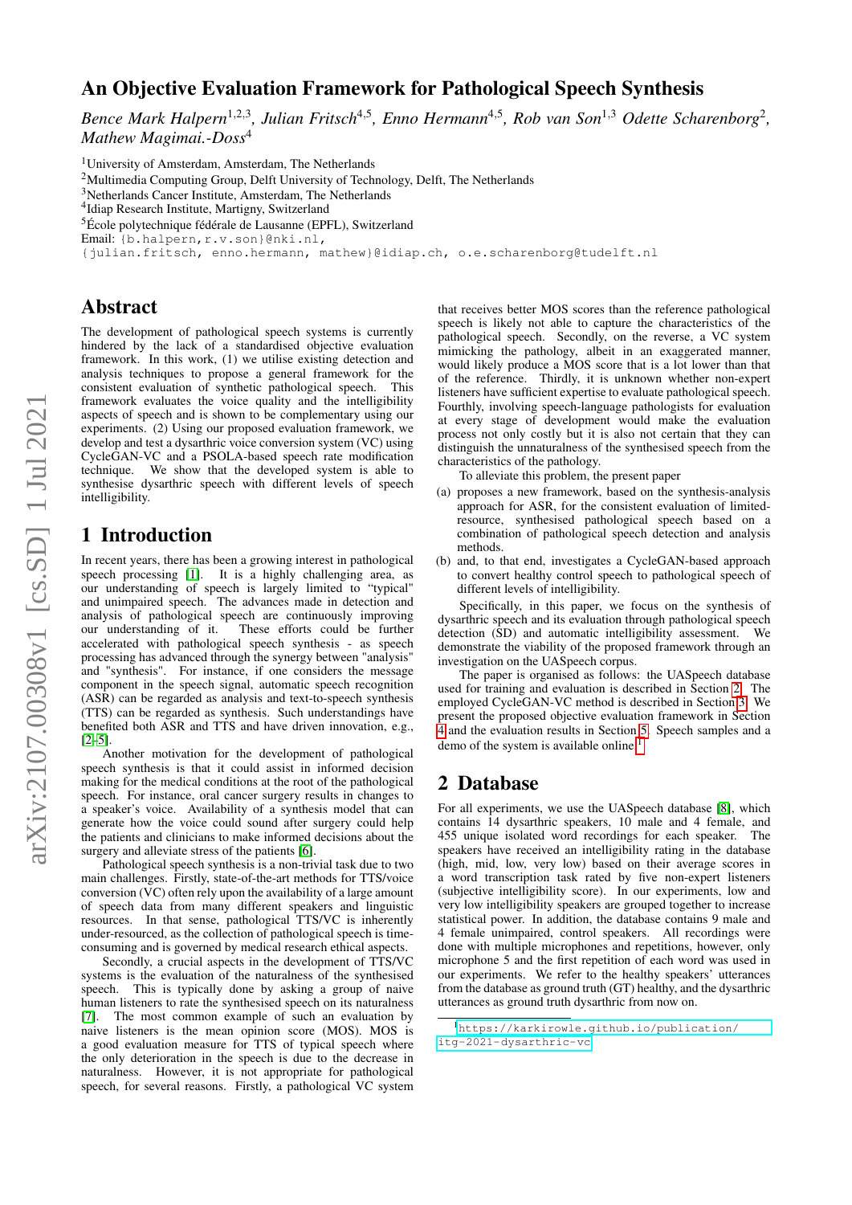# An Objective Evaluation Framework for Pathological Speech Synthesis

*Bence Mark Halpern[1,2,3], Julian Fritsch[4,5], Enno Hermann[4,5], Rob van Son[1,3] Odette Scharenborg[2], Mathew Magimai.-Doss[4]*

[1]University of Amsterdam, Amsterdam, The Netherlands
[2]Multimedia Computing Group, Delft University of Technology, Delft, The Netherlands
[3]Netherlands Cancer Institute, Amsterdam, The Netherlands
[4]Idiap Research Institute, Martigny, Switzerland
[5]École polytechnique fédérale de Lausanne (EPFL), Switzerland
Email: {b.halpern,r.v.son}@nki.nl,
{julian.fritsch, enno.hermann, mathew}@idiap.ch, o.e.scharenborg@tudelft.nl

## Abstract

The development of pathological speech systems is currently hindered by the lack of a standardised objective evaluation framework. In this work, (1) we utilise existing detection and analysis techniques to propose a general framework for the consistent evaluation of synthetic pathological speech. This framework evaluates the voice quality and the intelligibility aspects of speech and is shown to be complementary using our experiments. (2) Using our proposed evaluation framework, we develop and test a dysarthric voice conversion system (VC) using CycleGAN-VC and a PSOLA-based speech rate modification technique. We show that the developed system is able to synthesise dysarthric speech with different levels of speech intelligibility.

## 1 Introduction

In recent years, there has been a growing interest in pathological speech processing [1]. It is a highly challenging area, as our understanding of speech is largely limited to "typical" and unimpaired speech. The advances made in detection and analysis of pathological speech are continuously improving our understanding of it. These efforts could be further accelerated with pathological speech synthesis - as speech processing has advanced through the synergy between "analysis" and "synthesis". For instance, if one considers the message component in the speech signal, automatic speech recognition (ASR) can be regarded as analysis and text-to-speech synthesis (TTS) can be regarded as synthesis. Such understandings have benefited both ASR and TTS and have driven innovation, e.g., [2–5].

Another motivation for the development of pathological speech synthesis is that it could assist in informed decision making for the medical conditions at the root of the pathological speech. For instance, oral cancer surgery results in changes to a speaker's voice. Availability of a synthesis model that can generate how the voice could sound after surgery could help the patients and clinicians to make informed decisions about the surgery and alleviate stress of the patients [6].

Pathological speech synthesis is a non-trivial task due to two main challenges. Firstly, state-of-the-art methods for TTS/voice conversion (VC) often rely upon the availability of a large amount of speech data from many different speakers and linguistic resources. In that sense, pathological TTS/VC is inherently under-resourced, as the collection of pathological speech is time-consuming and is governed by medical research ethical aspects.

Secondly, a crucial aspects in the development of TTS/VC systems is the evaluation of the naturalness of the synthesised speech. This is typically done by asking a group of naive human listeners to rate the synthesised speech on its naturalness [7]. The most common example of such an evaluation by naive listeners is the mean opinion score (MOS). MOS is a good evaluation measure for TTS of typical speech where the only deterioration in the speech is due to the decrease in naturalness. However, it is not appropriate for pathological speech, for several reasons. Firstly, a pathological VC system that receives better MOS scores than the reference pathological speech is likely not able to capture the characteristics of the pathological speech. Secondly, on the reverse, a VC system mimicking the pathology, albeit in an exaggerated manner, would likely produce a MOS score that is a lot lower than that of the reference. Thirdly, it is unknown whether non-expert listeners have sufficient expertise to evaluate pathological speech. Fourthly, involving speech-language pathologists for evaluation at every stage of development would make the evaluation process not only costly but it is also not certain that they can distinguish the unnaturalness of the synthesised speech from the characteristics of the pathology.

To alleviate this problem, the present paper

(a) proposes a new framework, based on the synthesis-analysis approach for ASR, for the consistent evaluation of limited-resource, synthesised pathological speech based on a combination of pathological speech detection and analysis methods.
(b) and, to that end, investigates a CycleGAN-based approach to convert healthy control speech to pathological speech of different levels of intelligibility.

Specifically, in this paper, we focus on the synthesis of dysarthric speech and its evaluation through pathological speech detection (SD) and automatic intelligibility assessment. We demonstrate the viability of the proposed framework through an investigation on the UASpeech corpus.

The paper is organised as follows: the UASpeech database used for training and evaluation is described in Section 2. The employed CycleGAN-VC method is described in Section 3. We present the proposed objective evaluation framework in Section 4 and the evaluation results in Section 5. Speech samples and a demo of the system is available online[1].

## 2 Database

For all experiments, we use the UASpeech database [8], which contains 14 dysarthric speakers, 10 male and 4 female, and 455 unique isolated word recordings for each speaker. The speakers have received an intelligibility rating in the database (high, mid, low, very low) based on their average scores in a word transcription task rated by five non-expert listeners (subjective intelligibility score). In our experiments, low and very low intelligibility speakers are grouped together to increase statistical power. In addition, the database contains 9 male and 4 female unimpaired, control speakers. All recordings were done with multiple microphones and repetitions, however, only microphone 5 and the first repetition of each word was used in our experiments. We refer to the healthy speakers' utterances from the database as ground truth (GT) healthy, and the dysarthric utterances as ground truth dysarthric from now on.

[1] https://karkirowle.github.io/publication/itg-2021-dysarthric-vc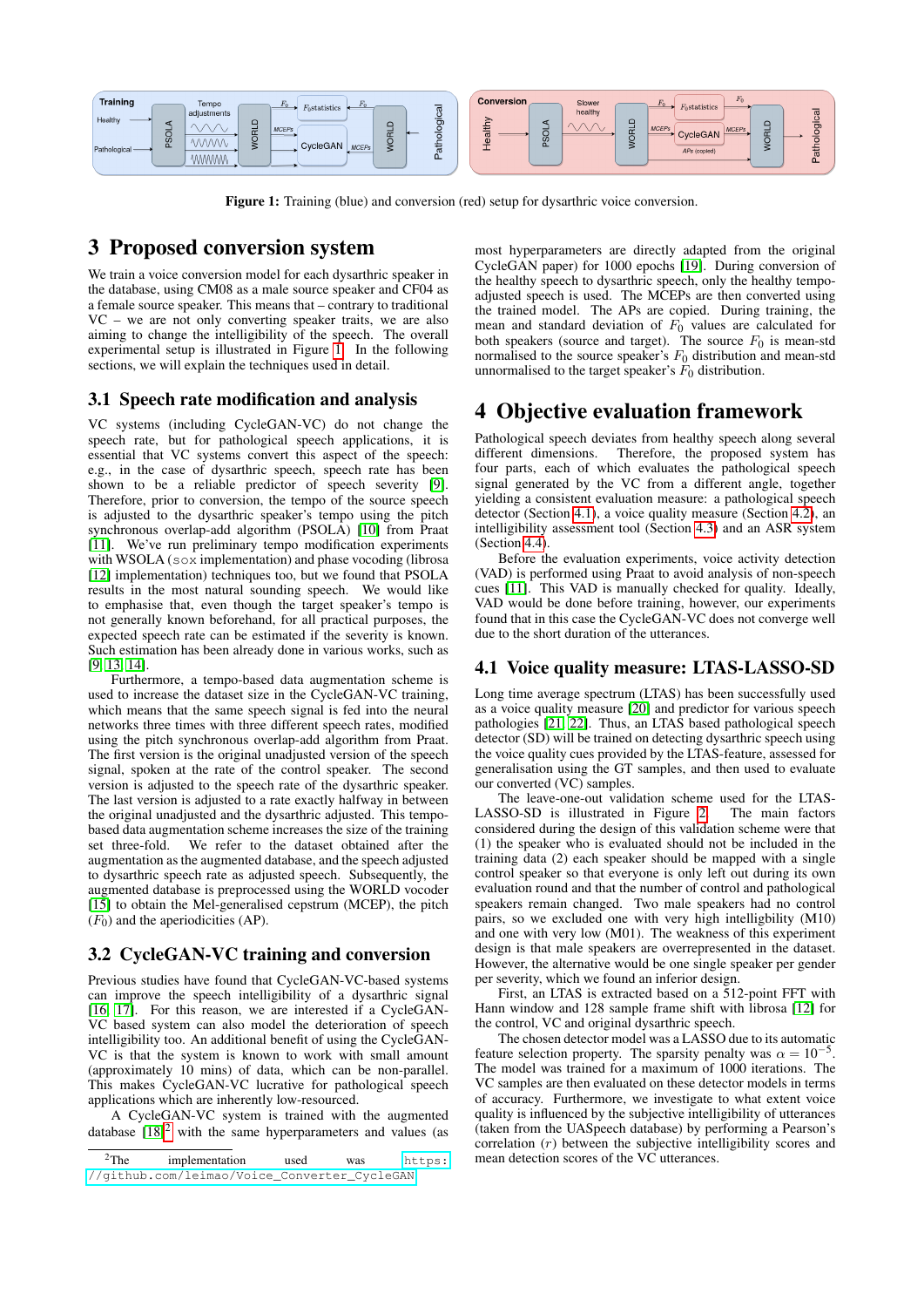Figure 1: Training (blue) and conversion (red) setup for dysarthric voice conversion.

# 3 Proposed conversion system

We train a voice conversion model for each dysarthric speaker in the database, using CM08 as a male source speaker and CF04 as a female source speaker. This means that – contrary to traditional VC – we are not only converting speaker traits, we are also aiming to change the intelligibility of the speech. The overall experimental setup is illustrated in Figure 1. In the following sections, we will explain the techniques used in detail.

## 3.1 Speech rate modification and analysis

VC systems (including CycleGAN-VC) do not change the speech rate, but for pathological speech applications, it is essential that VC systems convert this aspect of the speech: e.g., in the case of dysarthric speech, speech rate has been shown to be a reliable predictor of speech severity [9]. Therefore, prior to conversion, the tempo of the source speech is adjusted to the dysarthric speaker's tempo using the pitch synchronous overlap-add algorithm (PSOLA) [10] from Praat [11]. We've run preliminary tempo modification experiments with WSOLA (`sox` implementation) and phase vocoding (librosa [12] implementation) techniques too, but we found that PSOLA results in the most natural sounding speech. We would like to emphasise that, even though the target speaker's tempo is not generally known beforehand, for all practical purposes, the expected speech rate can be estimated if the severity is known. Such estimation has been already done in various works, such as [9, 13, 14].

Furthermore, a tempo-based data augmentation scheme is used to increase the dataset size in the CycleGAN-VC training, which means that the same speech signal is fed into the neural networks three times with three different speech rates, modified using the pitch synchronous overlap-add algorithm from Praat. The first version is the original unadjusted version of the speech signal, spoken at the rate of the control speaker. The second version is adjusted to the speech rate of the dysarthric speaker. The last version is adjusted to a rate exactly halfway in between the original unadjusted and the dysarthric adjusted. This tempo-based data augmentation scheme increases the size of the training set three-fold. We refer to the dataset obtained after the augmentation as the augmented database, and the speech adjusted to dysarthric speech rate as adjusted speech. Subsequently, the augmented database is preprocessed using the WORLD vocoder [15] to obtain the Mel-generalised cepstrum (MCEP), the pitch ($F_0$) and the aperiodicities (AP).

## 3.2 CycleGAN-VC training and conversion

Previous studies have found that CycleGAN-VC-based systems can improve the speech intelligibility of a dysarthric signal [16, 17]. For this reason, we are interested if a CycleGAN-VC based system can also model the deterioration of speech intelligibility too. An additional benefit of using the CycleGAN-VC is that the system is known to work with small amount (approximately 10 mins) of data, which can be non-parallel. This makes CycleGAN-VC lucrative for pathological speech applications which are inherently low-resourced.

A CycleGAN-VC system is trained with the augmented database [18][2] with the same hyperparameters and values (as most hyperparameters are directly adapted from the original CycleGAN paper) for 1000 epochs [19]. During conversion of the healthy speech to dysarthric speech, only the healthy tempo-adjusted speech is used. The MCEPs are then converted using the trained model. The APs are copied. During training, the mean and standard deviation of $F_0$ values are calculated for both speakers (source and target). The source $F_0$ is mean-std normalised to the source speaker's $F_0$ distribution and mean-std unnormalised to the target speaker's $F_0$ distribution.

[2]The implementation used was https://github.com/leimao/Voice_Converter_CycleGAN

# 4 Objective evaluation framework

Pathological speech deviates from healthy speech along several different dimensions. Therefore, the proposed system has four parts, each of which evaluates the pathological speech signal generated by the VC from a different angle, together yielding a consistent evaluation measure: a pathological speech detector (Section 4.1), a voice quality measure (Section 4.2), an intelligibility assessment tool (Section 4.3) and an ASR system (Section 4.4).

Before the evaluation experiments, voice activity detection (VAD) is performed using Praat to avoid analysis of non-speech cues [11]. This VAD is manually checked for quality. Ideally, VAD would be done before training, however, our experiments found that in this case the CycleGAN-VC does not converge well due to the short duration of the utterances.

## 4.1 Voice quality measure: LTAS-LASSO-SD

Long time average spectrum (LTAS) has been successfully used as a voice quality measure [20] and predictor for various speech pathologies [21, 22]. Thus, an LTAS based pathological speech detector (SD) will be trained on detecting dysarthric speech using the voice quality cues provided by the LTAS-feature, assessed for generalisation using the GT samples, and then used to evaluate our converted (VC) samples.

The leave-one-out validation scheme used for the LTAS-LASSO-SD is illustrated in Figure 2. The main factors considered during the design of this validation scheme were that (1) the speaker who is evaluated should not be included in the training data (2) each speaker should be mapped with a single control speaker so that everyone is only left out during its own evaluation round and that the number of control and pathological speakers remain changed. Two male speakers had no control pairs, so we excluded one with very high intelligibility (M10) and one with very low (M01). The weakness of this experiment design is that male speakers are overrepresented in the dataset. However, the alternative would be one single speaker per gender per severity, which we found an inferior design.

First, an LTAS is extracted based on a 512-point FFT with Hann window and 128 sample frame shift with librosa [12] for the control, VC and original dysarthric speech.

The chosen detector model was a LASSO due to its automatic feature selection property. The sparsity penalty was $\alpha = 10^{-5}$. The model was trained for a maximum of 1000 iterations. The VC samples are then evaluated on these detector models in terms of accuracy. Furthermore, we investigate to what extent voice quality is influenced by the subjective intelligibility of utterances (taken from the UASpeech database) by performing a Pearson's correlation ($r$) between the subjective intelligibility scores and mean detection scores of the VC utterances.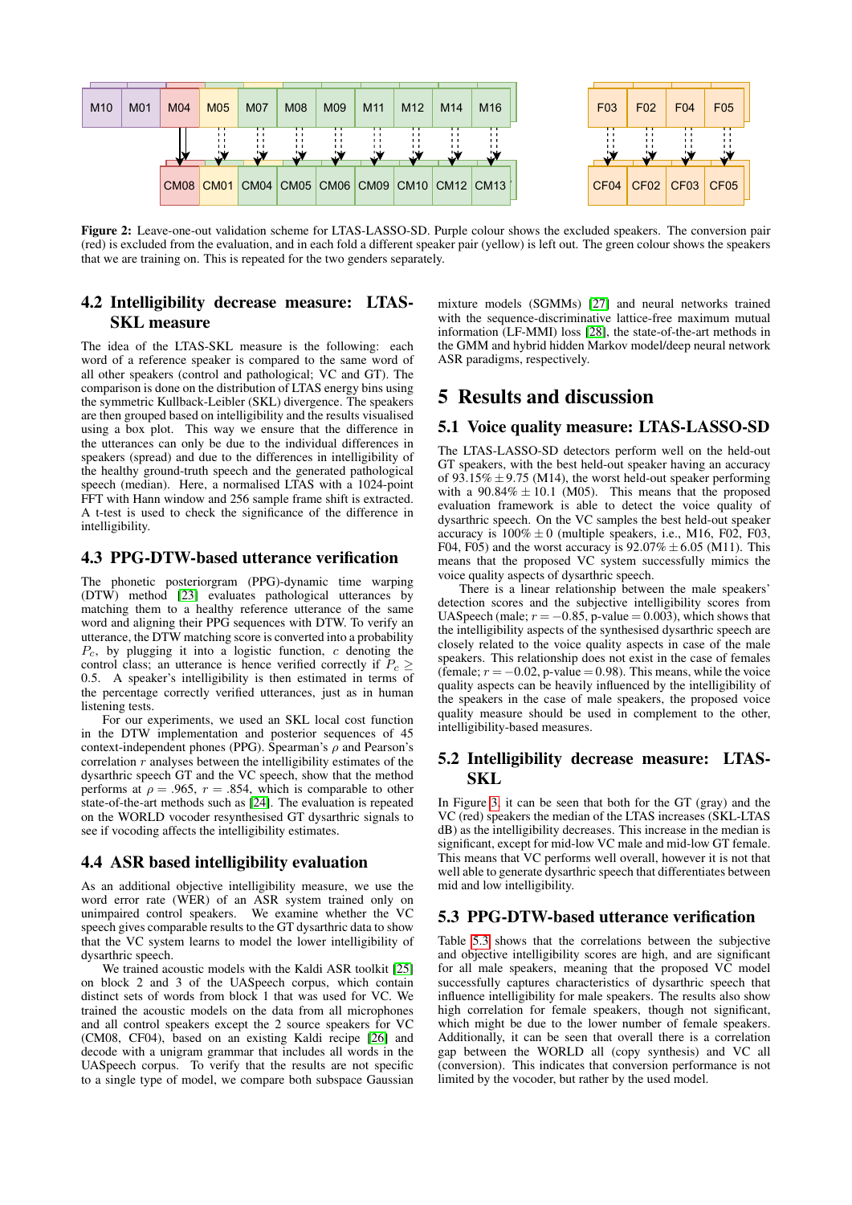Figure 2: Leave-one-out validation scheme for LTAS-LASSO-SD. Purple colour shows the excluded speakers. The conversion pair (red) is excluded from the evaluation, and in each fold a different speaker pair (yellow) is left out. The green colour shows the speakers that we are training on. This is repeated for the two genders separately.

### 4.2 Intelligibility decrease measure: LTAS-SKL measure

The idea of the LTAS-SKL measure is the following: each word of a reference speaker is compared to the same word of all other speakers (control and pathological; VC and GT). The comparison is done on the distribution of LTAS energy bins using the symmetric Kullback-Leibler (SKL) divergence. The speakers are then grouped based on intelligibility and the results visualised using a box plot. This way we ensure that the difference in the utterances can only be due to the individual differences in speakers (spread) and due to the differences in intelligibility of the healthy ground-truth speech and the generated pathological speech (median). Here, a normalised LTAS with a 1024-point FFT with Hann window and 256 sample frame shift is extracted. A t-test is used to check the significance of the difference in intelligibility.

### 4.3 PPG-DTW-based utterance verification

The phonetic posteriorgram (PPG)-dynamic time warping (DTW) method [23] evaluates pathological utterances by matching them to a healthy reference utterance of the same word and aligning their PPG sequences with DTW. To verify an utterance, the DTW matching score is converted into a probability $P_c$, by plugging it into a logistic function, $c$ denoting the control class; an utterance is hence verified correctly if $P_c \geq 0.5$. A speaker's intelligibility is then estimated in terms of the percentage correctly verified utterances, just as in human listening tests.

For our experiments, we used an SKL local cost function in the DTW implementation and posterior sequences of 45 context-independent phones (PPG). Spearman's $\rho$ and Pearson's correlation $r$ analyses between the intelligibility estimates of the dysarthric speech GT and the VC speech, show that the method performs at $\rho = .965$, $r = .854$, which is comparable to other state-of-the-art methods such as [24]. The evaluation is repeated on the WORLD vocoder resynthesised GT dysarthric signals to see if vocoding affects the intelligibility estimates.

### 4.4 ASR based intelligibility evaluation

As an additional objective intelligibility measure, we use the word error rate (WER) of an ASR system trained only on unimpaired control speakers. We examine whether the VC speech gives comparable results to the GT dysarthric data to show that the VC system learns to model the lower intelligibility of dysarthric speech.

We trained acoustic models with the Kaldi ASR toolkit [25] on block 2 and 3 of the UASpeech corpus, which contain distinct sets of words from block 1 that was used for VC. We trained the acoustic models on the data from all microphones and all control speakers except the 2 source speakers for VC (CM08, CF04), based on an existing Kaldi recipe [26] and decode with a unigram grammar that includes all words in the UASpeech corpus. To verify that the results are not specific to a single type of model, we compare both subspace Gaussian mixture models (SGMMs) [27] and neural networks trained with the sequence-discriminative lattice-free maximum mutual information (LF-MMI) loss [28], the state-of-the-art methods in the GMM and hybrid hidden Markov model/deep neural network ASR paradigms, respectively.

## 5 Results and discussion

### 5.1 Voice quality measure: LTAS-LASSO-SD

The LTAS-LASSO-SD detectors perform well on the held-out GT speakers, with the best held-out speaker having an accuracy of $93.15\% \pm 9.75$ (M14), the worst held-out speaker performing with a $90.84\% \pm 10.1$ (M05). This means that the proposed evaluation framework is able to detect the voice quality of dysarthric speech. On the VC samples the best held-out speaker accuracy is $100\% \pm 0$ (multiple speakers, i.e., M16, F02, F03, F04, F05) and the worst accuracy is $92.07\% \pm 6.05$ (M11). This means that the proposed VC system successfully mimics the voice quality aspects of dysarthric speech.

There is a linear relationship between the male speakers' detection scores and the subjective intelligibility scores from UASpeech (male; $r = -0.85$, p-value $= 0.003$), which shows that the intelligibility aspects of the synthesised dysarthric speech are closely related to the voice quality aspects in case of the male speakers. This relationship does not exist in the case of females (female; $r = -0.02$, p-value $= 0.98$). This means, while the voice quality aspects can be heavily influenced by the intelligibility of the speakers in the case of male speakers, the proposed voice quality measure should be used in complement to the other, intelligibility-based measures.

### 5.2 Intelligibility decrease measure: LTAS-SKL

In Figure 3, it can be seen that both for the GT (gray) and the VC (red) speakers the median of the LTAS increases (SKL-LTAS dB) as the intelligibility decreases. This increase in the median is significant, except for mid-low VC male and mid-low GT female. This means that VC performs well overall, however it is not that well able to generate dysarthric speech that differentiates between mid and low intelligibility.

### 5.3 PPG-DTW-based utterance verification

Table 5.3 shows that the correlations between the subjective and objective intelligibility scores are high, and are significant for all male speakers, meaning that the proposed VC model successfully captures characteristics of dysarthric speech that influence intelligibility for male speakers. The results also show high correlation for female speakers, though not significant, which might be due to the lower number of female speakers. Additionally, it can be seen that overall there is a correlation gap between the WORLD all (copy synthesis) and VC all (conversion). This indicates that conversion performance is not limited by the vocoder, but rather by the used model.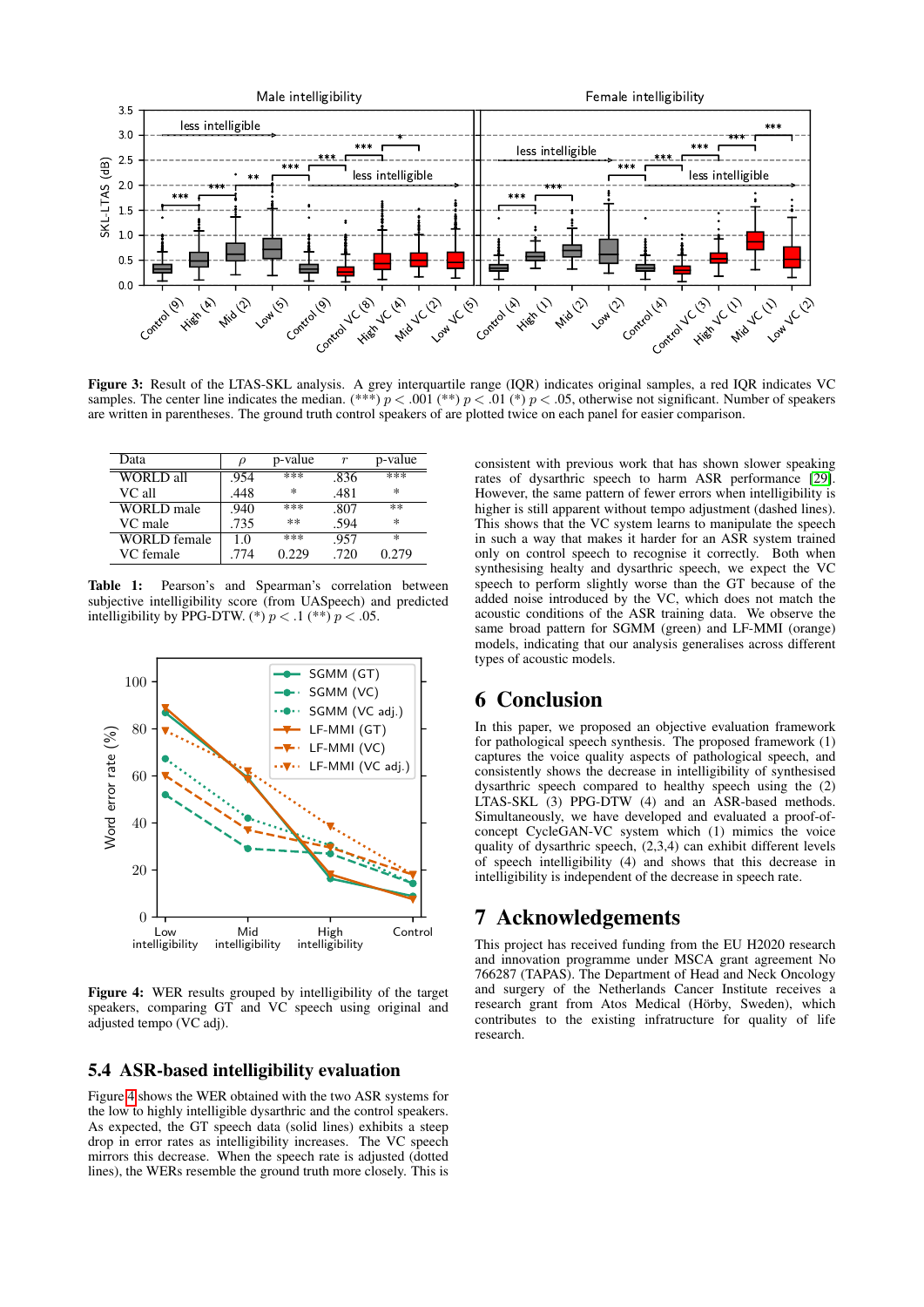**Figure 3:** Result of the LTAS-SKL analysis. A grey interquartile range (IQR) indicates original samples, a red IQR indicates VC samples. The center line indicates the median. (***) $p < .001$ (**) $p < .01$ (*) $p < .05$, otherwise not significant. Number of speakers are written in parentheses. The ground truth control speakers of are plotted twice on each panel for easier comparison.

| Data | $\rho$ | p-value | $r$ | p-value |
|---|---|---|---|---|
| WORLD all | .954 | *** | .836 | *** |
| VC all | .448 | * | .481 | * |
| WORLD male | .940 | *** | .807 | ** |
| VC male | .735 | ** | .594 | * |
| WORLD female | 1.0 | *** | .957 | * |
| VC female | .774 | 0.229 | .720 | 0.279 |

**Table 1:** Pearson's and Spearman's correlation between subjective intelligibility score (from UASpeech) and predicted intelligibility by PPG-DTW. (*) $p < .1$ (**) $p < .05$.

**Figure 4:** WER results grouped by intelligibility of the target speakers, comparing GT and VC speech using original and adjusted tempo (VC adj).

### 5.4 ASR-based intelligibility evaluation

Figure 4 shows the WER obtained with the two ASR systems for the low to highly intelligible dysarthric and the control speakers. As expected, the GT speech data (solid lines) exhibits a steep drop in error rates as intelligibility increases. The VC speech mirrors this decrease. When the speech rate is adjusted (dotted lines), the WERs resemble the ground truth more closely. This is consistent with previous work that has shown slower speaking rates of dysarthric speech to harm ASR performance [29]. However, the same pattern of fewer errors when intelligibility is higher is still apparent without tempo adjustment (dashed lines). This shows that the VC system learns to manipulate the speech in such a way that makes it harder for an ASR system trained only on control speech to recognise it correctly. Both when synthesising healty and dysarthric speech, we expect the VC speech to perform slightly worse than the GT because of the added noise introduced by the VC, which does not match the acoustic conditions of the ASR training data. We observe the same broad pattern for SGMM (green) and LF-MMI (orange) models, indicating that our analysis generalises across different types of acoustic models.

## 6 Conclusion

In this paper, we proposed an objective evaluation framework for pathological speech synthesis. The proposed framework (1) captures the voice quality aspects of pathological speech, and consistently shows the decrease in intelligibility of synthesised dysarthric speech compared to healthy speech using the (2) LTAS-SKL (3) PPG-DTW (4) and an ASR-based methods. Simultaneously, we have developed and evaluated a proof-of-concept CycleGAN-VC system which (1) mimics the voice quality of dysarthric speech, (2,3,4) can exhibit different levels of speech intelligibility (4) and shows that this decrease in intelligibility is independent of the decrease in speech rate.

## 7 Acknowledgements

This project has received funding from the EU H2020 research and innovation programme under MSCA grant agreement No 766287 (TAPAS). The Department of Head and Neck Oncology and surgery of the Netherlands Cancer Institute receives a research grant from Atos Medical (Hörby, Sweden), which contributes to the existing infratructure for quality of life research.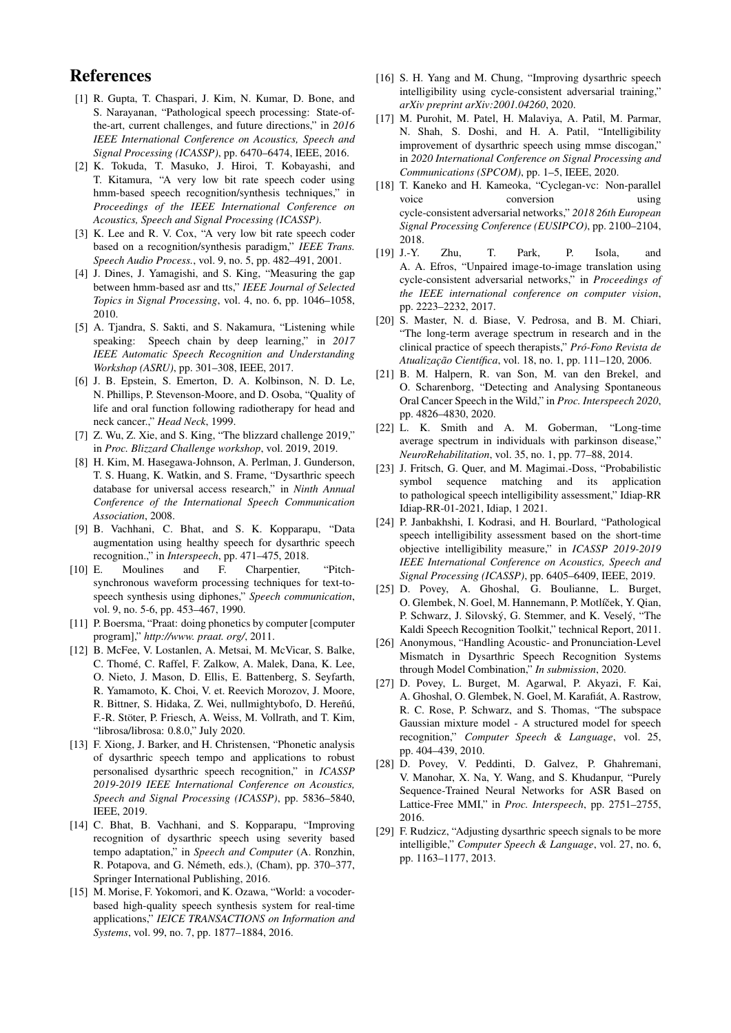# References

[1] R. Gupta, T. Chaspari, J. Kim, N. Kumar, D. Bone, and S. Narayanan, "Pathological speech processing: State-of-the-art, current challenges, and future directions," in *2016 IEEE International Conference on Acoustics, Speech and Signal Processing (ICASSP)*, pp. 6470–6474, IEEE, 2016.

[2] K. Tokuda, T. Masuko, J. Hiroi, T. Kobayashi, and T. Kitamura, "A very low bit rate speech coder using hmm-based speech recognition/synthesis techniques," in *Proceedings of the IEEE International Conference on Acoustics, Speech and Signal Processing (ICASSP)*.

[3] K. Lee and R. V. Cox, "A very low bit rate speech coder based on a recognition/synthesis paradigm," *IEEE Trans. Speech Audio Process.*, vol. 9, no. 5, pp. 482–491, 2001.

[4] J. Dines, J. Yamagishi, and S. King, "Measuring the gap between hmm-based asr and tts," *IEEE Journal of Selected Topics in Signal Processing*, vol. 4, no. 6, pp. 1046–1058, 2010.

[5] A. Tjandra, S. Sakti, and S. Nakamura, "Listening while speaking: Speech chain by deep learning," in *2017 IEEE Automatic Speech Recognition and Understanding Workshop (ASRU)*, pp. 301–308, IEEE, 2017.

[6] J. B. Epstein, S. Emerton, D. A. Kolbinson, N. D. Le, N. Phillips, P. Stevenson-Moore, and D. Osoba, "Quality of life and oral function following radiotherapy for head and neck cancer.," *Head Neck*, 1999.

[7] Z. Wu, Z. Xie, and S. King, "The blizzard challenge 2019," in *Proc. Blizzard Challenge workshop*, vol. 2019, 2019.

[8] H. Kim, M. Hasegawa-Johnson, A. Perlman, J. Gunderson, T. S. Huang, K. Watkin, and S. Frame, "Dysarthric speech database for universal access research," in *Ninth Annual Conference of the International Speech Communication Association*, 2008.

[9] B. Vachhani, C. Bhat, and S. K. Kopparapu, "Data augmentation using healthy speech for dysarthric speech recognition.," in *Interspeech*, pp. 471–475, 2018.

[10] E. Moulines and F. Charpentier, "Pitch-synchronous waveform processing techniques for text-to-speech synthesis using diphones," *Speech communication*, vol. 9, no. 5-6, pp. 453–467, 1990.

[11] P. Boersma, "Praat: doing phonetics by computer [computer program]," *http://www. praat. org/*, 2011.

[12] B. McFee, V. Lostanlen, A. Metsai, M. McVicar, S. Balke, C. Thomé, C. Raffel, F. Zalkow, A. Malek, Dana, K. Lee, O. Nieto, J. Mason, D. Ellis, E. Battenberg, S. Seyfarth, R. Yamamoto, K. Choi, V. et. Reevich Morozov, J. Moore, R. Bittner, S. Hidaka, Z. Wei, nullmightybofo, D. Hereñú, F.-R. Stöter, P. Friesch, A. Weiss, M. Vollrath, and T. Kim, "librosa/librosa: 0.8.0," July 2020.

[13] F. Xiong, J. Barker, and H. Christensen, "Phonetic analysis of dysarthric speech tempo and applications to robust personalised dysarthric speech recognition," in *ICASSP 2019-2019 IEEE International Conference on Acoustics, Speech and Signal Processing (ICASSP)*, pp. 5836–5840, IEEE, 2019.

[14] C. Bhat, B. Vachhani, and S. Kopparapu, "Improving recognition of dysarthric speech using severity based tempo adaptation," in *Speech and Computer* (A. Ronzhin, R. Potapova, and G. Németh, eds.), (Cham), pp. 370–377, Springer International Publishing, 2016.

[15] M. Morise, F. Yokomori, and K. Ozawa, "World: a vocoder-based high-quality speech synthesis system for real-time applications," *IEICE TRANSACTIONS on Information and Systems*, vol. 99, no. 7, pp. 1877–1884, 2016.

[16] S. H. Yang and M. Chung, "Improving dysarthric speech intelligibility using cycle-consistent adversarial training," *arXiv preprint arXiv:2001.04260*, 2020.

[17] M. Purohit, M. Patel, H. Malaviya, A. Patil, M. Parmar, N. Shah, S. Doshi, and H. A. Patil, "Intelligibility improvement of dysarthric speech using mmse discogan," in *2020 International Conference on Signal Processing and Communications (SPCOM)*, pp. 1–5, IEEE, 2020.

[18] T. Kaneko and H. Kameoka, "Cyclegan-vc: Non-parallel voice conversion using cycle-consistent adversarial networks," *2018 26th European Signal Processing Conference (EUSIPCO)*, pp. 2100–2104, 2018.

[19] J.-Y. Zhu, T. Park, P. Isola, and A. A. Efros, "Unpaired image-to-image translation using cycle-consistent adversarial networks," in *Proceedings of the IEEE international conference on computer vision*, pp. 2223–2232, 2017.

[20] S. Master, N. d. Biase, V. Pedrosa, and B. M. Chiari, "The long-term average spectrum in research and in the clinical practice of speech therapists," *Pró-Fono Revista de Atualização Científica*, vol. 18, no. 1, pp. 111–120, 2006.

[21] B. M. Halpern, R. van Son, M. van den Brekel, and O. Scharenborg, "Detecting and Analysing Spontaneous Oral Cancer Speech in the Wild," in *Proc. Interspeech 2020*, pp. 4826–4830, 2020.

[22] L. K. Smith and A. M. Goberman, "Long-time average spectrum in individuals with parkinson disease," *NeuroRehabilitation*, vol. 35, no. 1, pp. 77–88, 2014.

[23] J. Fritsch, G. Quer, and M. Magimai.-Doss, "Probabilistic symbol sequence matching and its application to pathological speech intelligibility assessment," Idiap-RR Idiap-RR-01-2021, Idiap, 1 2021.

[24] P. Janbakhshi, I. Kodrasi, and H. Bourlard, "Pathological speech intelligibility assessment based on the short-time objective intelligibility measure," in *ICASSP 2019-2019 IEEE International Conference on Acoustics, Speech and Signal Processing (ICASSP)*, pp. 6405–6409, IEEE, 2019.

[25] D. Povey, A. Ghoshal, G. Boulianne, L. Burget, O. Glembek, N. Goel, M. Hannemann, P. Motlíček, Y. Qian, P. Schwarz, J. Silovský, G. Stemmer, and K. Veselý, "The Kaldi Speech Recognition Toolkit," technical Report, 2011.

[26] Anonymous, "Handling Acoustic- and Pronunciation-Level Mismatch in Dysarthric Speech Recognition Systems through Model Combination," *In submission*, 2020.

[27] D. Povey, L. Burget, M. Agarwal, P. Akyazi, F. Kai, A. Ghoshal, O. Glembek, N. Goel, M. Karafiát, A. Rastrow, R. C. Rose, P. Schwarz, and S. Thomas, "The subspace Gaussian mixture model - A structured model for speech recognition," *Computer Speech & Language*, vol. 25, pp. 404–439, 2010.

[28] D. Povey, V. Peddinti, D. Galvez, P. Ghahremani, V. Manohar, X. Na, Y. Wang, and S. Khudanpur, "Purely Sequence-Trained Neural Networks for ASR Based on Lattice-Free MMI," in *Proc. Interspeech*, pp. 2751–2755, 2016.

[29] F. Rudzicz, "Adjusting dysarthric speech signals to be more intelligible," *Computer Speech & Language*, vol. 27, no. 6, pp. 1163–1177, 2013.